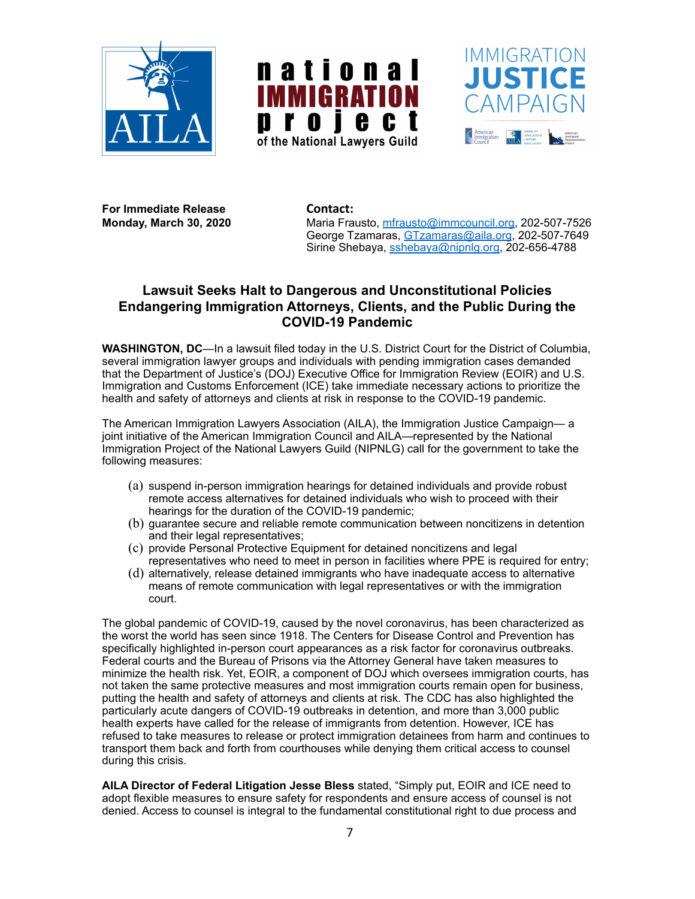**For Immediate Release**
**Monday, March 30, 2020**

**Contact:**
Maria Frausto, mfrausto@immcouncil.org, 202-507-7526
George Tzamaras, GTzamaras@aila.org, 202-507-7649
Sirine Shebaya, sshebaya@nipnlg.org, 202-656-4788

## Lawsuit Seeks Halt to Dangerous and Unconstitutional Policies Endangering Immigration Attorneys, Clients, and the Public During the COVID-19 Pandemic

**WASHINGTON, DC**—In a lawsuit filed today in the U.S. District Court for the District of Columbia, several immigration lawyer groups and individuals with pending immigration cases demanded that the Department of Justice's (DOJ) Executive Office for Immigration Review (EOIR) and U.S. Immigration and Customs Enforcement (ICE) take immediate necessary actions to prioritize the health and safety of attorneys and clients at risk in response to the COVID-19 pandemic.

The American Immigration Lawyers Association (AILA), the Immigration Justice Campaign— a joint initiative of the American Immigration Council and AILA—represented by the National Immigration Project of the National Lawyers Guild (NIPNLG) call for the government to take the following measures:

(a) suspend in-person immigration hearings for detained individuals and provide robust remote access alternatives for detained individuals who wish to proceed with their hearings for the duration of the COVID-19 pandemic;
(b) guarantee secure and reliable remote communication between noncitizens in detention and their legal representatives;
(c) provide Personal Protective Equipment for detained noncitizens and legal representatives who need to meet in person in facilities where PPE is required for entry;
(d) alternatively, release detained immigrants who have inadequate access to alternative means of remote communication with legal representatives or with the immigration court.

The global pandemic of COVID-19, caused by the novel coronavirus, has been characterized as the worst the world has seen since 1918. The Centers for Disease Control and Prevention has specifically highlighted in-person court appearances as a risk factor for coronavirus outbreaks. Federal courts and the Bureau of Prisons via the Attorney General have taken measures to minimize the health risk. Yet, EOIR, a component of DOJ which oversees immigration courts, has not taken the same protective measures and most immigration courts remain open for business, putting the health and safety of attorneys and clients at risk. The CDC has also highlighted the particularly acute dangers of COVID-19 outbreaks in detention, and more than 3,000 public health experts have called for the release of immigrants from detention. However, ICE has refused to take measures to release or protect immigration detainees from harm and continues to transport them back and forth from courthouses while denying them critical access to counsel during this crisis.

**AILA Director of Federal Litigation Jesse Bless** stated, "Simply put, EOIR and ICE need to adopt flexible measures to ensure safety for respondents and ensure access of counsel is not denied. Access to counsel is integral to the fundamental constitutional right to due process and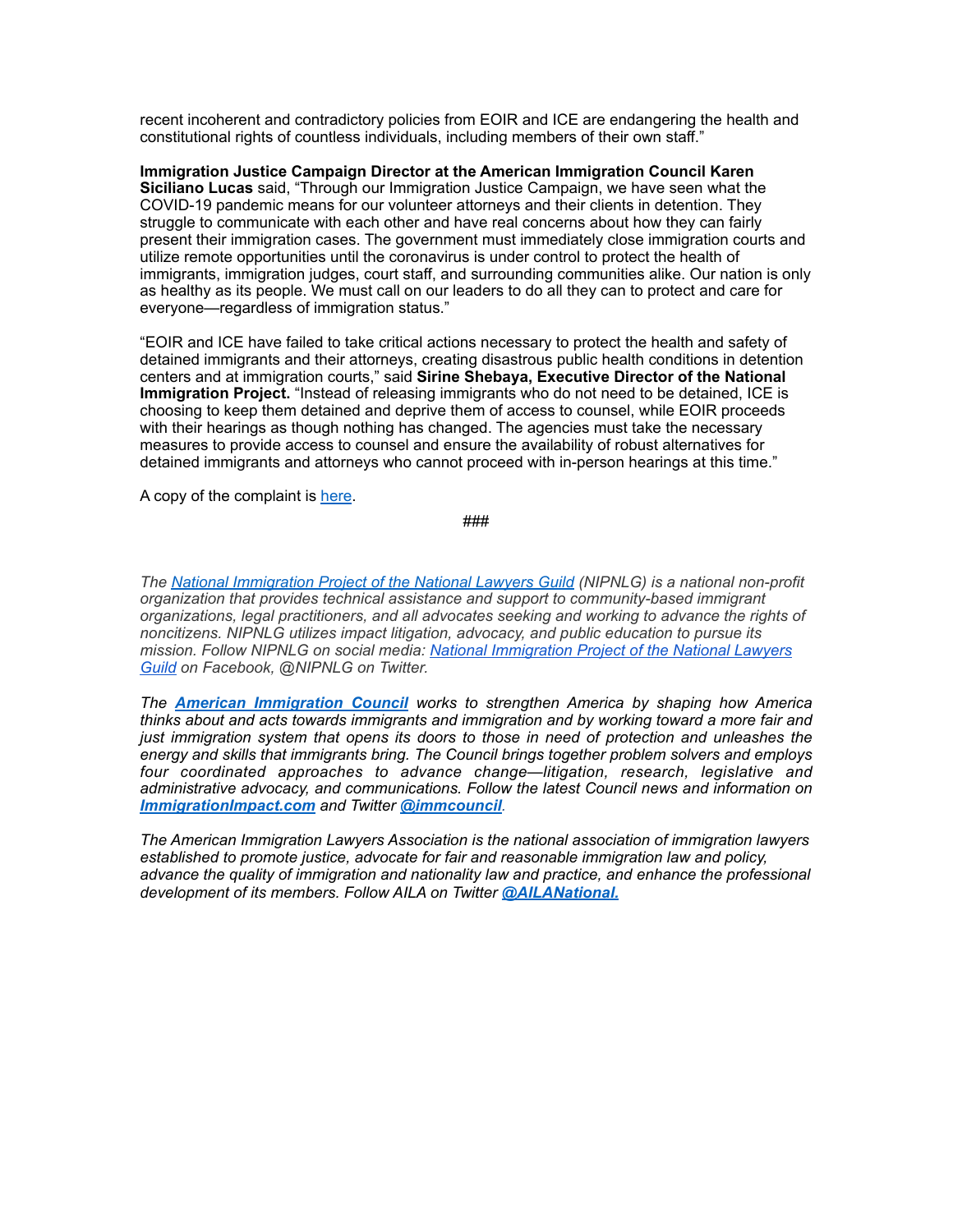recent incoherent and contradictory policies from EOIR and ICE are endangering the health and constitutional rights of countless individuals, including members of their own staff."

**Immigration Justice Campaign Director at the American Immigration Council Karen Siciliano Lucas** said, "Through our Immigration Justice Campaign, we have seen what the COVID-19 pandemic means for our volunteer attorneys and their clients in detention. They struggle to communicate with each other and have real concerns about how they can fairly present their immigration cases. The government must immediately close immigration courts and utilize remote opportunities until the coronavirus is under control to protect the health of immigrants, immigration judges, court staff, and surrounding communities alike. Our nation is only as healthy as its people. We must call on our leaders to do all they can to protect and care for everyone—regardless of immigration status."

"EOIR and ICE have failed to take critical actions necessary to protect the health and safety of detained immigrants and their attorneys, creating disastrous public health conditions in detention centers and at immigration courts," said **Sirine Shebaya, Executive Director of the National Immigration Project.** "Instead of releasing immigrants who do not need to be detained, ICE is choosing to keep them detained and deprive them of access to counsel, while EOIR proceeds with their hearings as though nothing has changed. The agencies must take the necessary measures to provide access to counsel and ensure the availability of robust alternatives for detained immigrants and attorneys who cannot proceed with in-person hearings at this time."

A copy of the complaint is [here](#).

###

*The [National Immigration Project of the National Lawyers Guild](#) (NIPNLG) is a national non-profit organization that provides technical assistance and support to community-based immigrant organizations, legal practitioners, and all advocates seeking and working to advance the rights of noncitizens. NIPNLG utilizes impact litigation, advocacy, and public education to pursue its mission. Follow NIPNLG on social media: [National Immigration Project of the National Lawyers Guild](#) on Facebook, @NIPNLG on Twitter.*

*The **[American Immigration Council](#)** works to strengthen America by shaping how America thinks about and acts towards immigrants and immigration and by working toward a more fair and just immigration system that opens its doors to those in need of protection and unleashes the energy and skills that immigrants bring. The Council brings together problem solvers and employs four coordinated approaches to advance change—litigation, research, legislative and administrative advocacy, and communications. Follow the latest Council news and information on **[ImmigrationImpact.com](#)** and Twitter **[@immcouncil](#)**.*

*The American Immigration Lawyers Association is the national association of immigration lawyers established to promote justice, advocate for fair and reasonable immigration law and policy, advance the quality of immigration and nationality law and practice, and enhance the professional development of its members. Follow AILA on Twitter **[@AILANational.](#)***